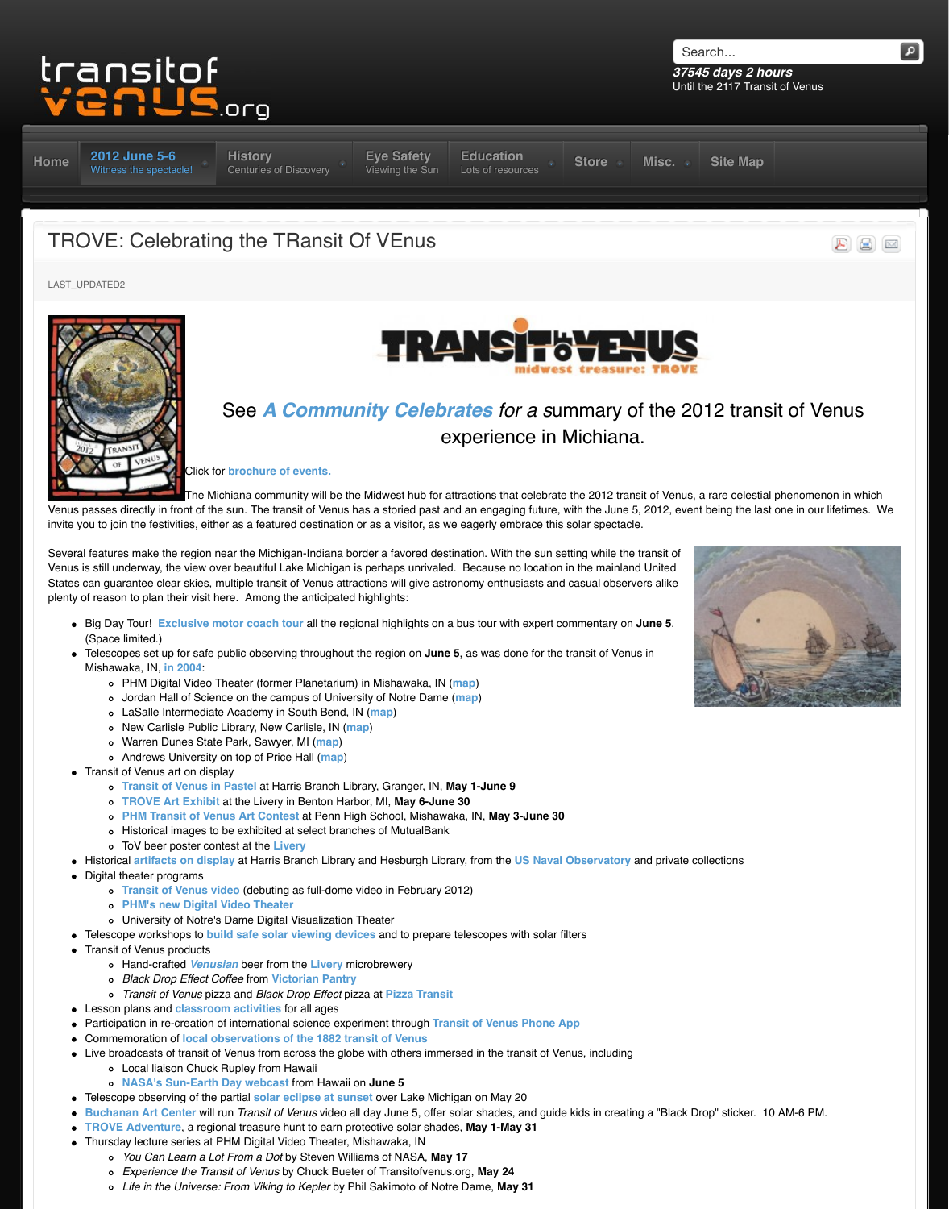transitof venus.org

37545 days 2 hours
Until the 2117 Transit of Venus

Home | 2012 June 5-6 Witness the spectacle! | History Centuries of Discovery | Eye Safety Viewing the Sun | Education Lots of resources | Store | Misc. | Site Map

# TROVE: Celebrating the TRansit Of VEnus

LAST_UPDATED2

TRANSIT of VENUS midwest treasure: TROVE

See ***A Community Celebrates*** *for a s*ummary of the 2012 transit of Venus experience in Michiana.

Click for **brochure of events.**

The Michiana community will be the Midwest hub for attractions that celebrate the 2012 transit of Venus, a rare celestial phenomenon in which Venus passes directly in front of the sun. The transit of Venus has a storied past and an engaging future, with the June 5, 2012, event being the last one in our lifetimes. We invite you to join the festivities, either as a featured destination or as a visitor, as we eagerly embrace this solar spectacle.

Several features make the region near the Michigan-Indiana border a favored destination. With the sun setting while the transit of Venus is still underway, the view over beautiful Lake Michigan is perhaps unrivaled. Because no location in the mainland United States can guarantee clear skies, multiple transit of Venus attractions will give astronomy enthusiasts and casual observers alike plenty of reason to plan their visit here. Among the anticipated highlights:

- Big Day Tour! **Exclusive motor coach tour** all the regional highlights on a bus tour with expert commentary on **June 5**. (Space limited.)
- Telescopes set up for safe public observing throughout the region on **June 5**, as was done for the transit of Venus in Mishawaka, IN, **in 2004**:
  - PHM Digital Video Theater (former Planetarium) in Mishawaka, IN (**map**)
  - Jordan Hall of Science on the campus of University of Notre Dame (**map**)
  - LaSalle Intermediate Academy in South Bend, IN (**map**)
  - New Carlisle Public Library, New Carlisle, IN (**map**)
  - Warren Dunes State Park, Sawyer, MI (**map**)
  - Andrews University on top of Price Hall (**map**)
- Transit of Venus art on display
  - **Transit of Venus in Pastel** at Harris Branch Library, Granger, IN, **May 1-June 9**
  - **TROVE Art Exhibit** at the Livery in Benton Harbor, MI, **May 6-June 30**
  - **PHM Transit of Venus Art Contest** at Penn High School, Mishawaka, IN, **May 3-June 30**
  - Historical images to be exhibited at select branches of MutualBank
  - ToV beer poster contest at the **Livery**
- Historical **artifacts on display** at Harris Branch Library and Hesburgh Library, from the **US Naval Observatory** and private collections
- Digital theater programs
  - **Transit of Venus video** (debuting as full-dome video in February 2012)
  - **PHM's new Digital Video Theater**
  - University of Notre's Dame Digital Visualization Theater
- Telescope workshops to **build safe solar viewing devices** and to prepare telescopes with solar filters
- Transit of Venus products
  - Hand-crafted ***Venusian*** beer from the **Livery** microbrewery
  - *Black Drop Effect Coffee* from **Victorian Pantry**
  - *Transit of Venus* pizza and *Black Drop Effect* pizza at **Pizza Transit**
- Lesson plans and **classroom activities** for all ages
- Participation in re-creation of international science experiment through **Transit of Venus Phone App**
- Commemoration of **local observations of the 1882 transit of Venus**
- Live broadcasts of transit of Venus from across the globe with others immersed in the transit of Venus, including
  - Local liaison Chuck Rupley from Hawaii
  - **NASA's Sun-Earth Day webcast** from Hawaii on **June 5**
- Telescope observing of the partial **solar eclipse at sunset** over Lake Michigan on May 20
- **Buchanan Art Center** will run *Transit of Venus* video all day June 5, offer solar shades, and guide kids in creating a "Black Drop" sticker. 10 AM-6 PM.
- **TROVE Adventure**, a regional treasure hunt to earn protective solar shades, **May 1-May 31**
- Thursday lecture series at PHM Digital Video Theater, Mishawaka, IN
  - *You Can Learn a Lot From a Dot* by Steven Williams of NASA, **May 17**
  - *Experience the Transit of Venus* by Chuck Bueter of Transitofvenus.org, **May 24**
  - *Life in the Universe: From Viking to Kepler* by Phil Sakimoto of Notre Dame, **May 31**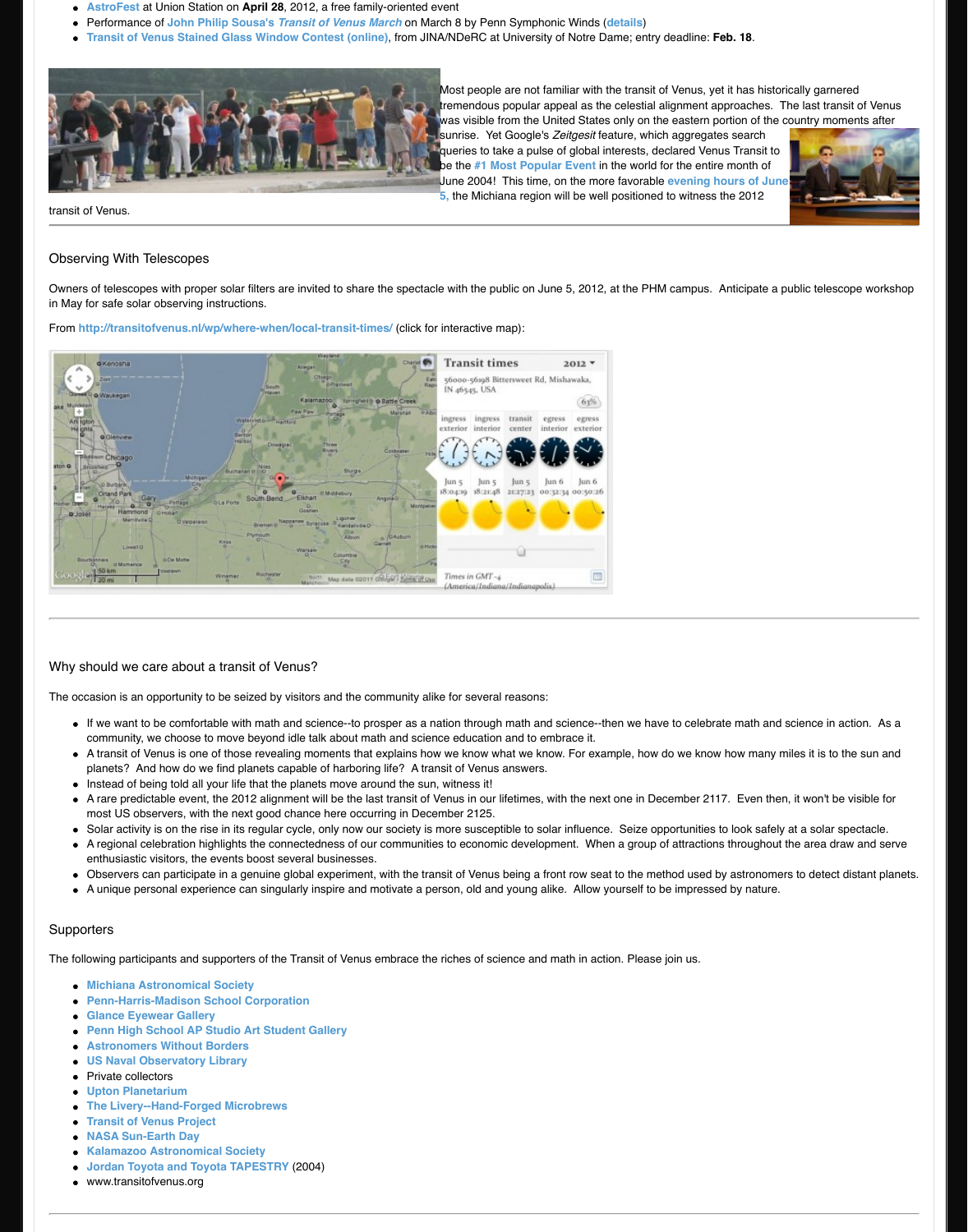- AstroFest at Union Station on **April 28**, 2012, a free family-oriented event
- Performance of John Philip Sousa's *Transit of Venus March* on March 8 by Penn Symphonic Winds (details)
- Transit of Venus Stained Glass Window Contest (online), from JINA/NDeRC at University of Notre Dame; entry deadline: **Feb. 18**.

Most people are not familiar with the transit of Venus, yet it has historically garnered tremendous popular appeal as the celestial alignment approaches. The last transit of Venus was visible from the United States only on the eastern portion of the country moments after sunrise. Yet Google's *Zeitgeist* feature, which aggregates search queries to take a pulse of global interests, declared Venus Transit to be the #1 Most Popular Event in the world for the entire month of June 2004! This time, on the more favorable evening hours of June 5, the Michiana region will be well positioned to witness the 2012 transit of Venus.

## Observing With Telescopes

Owners of telescopes with proper solar filters are invited to share the spectacle with the public on June 5, 2012, at the PHM campus. Anticipate a public telescope workshop in May for safe solar observing instructions.

From http://transitofvenus.nl/wp/where-when/local-transit-times/ (click for interactive map):

**Transit times** 2012

56000-56198 Bittersweet Rd, Mishawaka, IN 46545, USA

| ingress exterior | ingress interior | transit center | egress interior | egress exterior |
|---|---|---|---|---|
| Jun 5 18:04:19 | Jun 5 18:21:48 | Jun 5 21:27:23 | Jun 6 00:32:34 | Jun 6 00:50:26 |

Times in GMT -4 (America/Indiana/Indianapolis)

## Why should we care about a transit of Venus?

The occasion is an opportunity to be seized by visitors and the community alike for several reasons:

- If we want to be comfortable with math and science--to prosper as a nation through math and science--then we have to celebrate math and science in action. As a community, we choose to move beyond idle talk about math and science education and to embrace it.
- A transit of Venus is one of those revealing moments that explains how we know what we know. For example, how do we know how many miles it is to the sun and planets? And how do we find planets capable of harboring life? A transit of Venus answers.
- Instead of being told all your life that the planets move around the sun, witness it!
- A rare predictable event, the 2012 alignment will be the last transit of Venus in our lifetimes, with the next one in December 2117. Even then, it won't be visible for most US observers, with the next good chance here occurring in December 2125.
- Solar activity is on the rise in its regular cycle, only now our society is more susceptible to solar influence. Seize opportunities to look safely at a solar spectacle.
- A regional celebration highlights the connectedness of our communities to economic development. When a group of attractions throughout the area draw and serve enthusiastic visitors, the events boost several businesses.
- Observers can participate in a genuine global experiment, with the transit of Venus being a front row seat to the method used by astronomers to detect distant planets.
- A unique personal experience can singularly inspire and motivate a person, old and young alike. Allow yourself to be impressed by nature.

## Supporters

The following participants and supporters of the Transit of Venus embrace the riches of science and math in action. Please join us.

- Michiana Astronomical Society
- Penn-Harris-Madison School Corporation
- Glance Eyewear Gallery
- Penn High School AP Studio Art Student Gallery
- Astronomers Without Borders
- US Naval Observatory Library
- Private collectors
- Upton Planetarium
- The Livery--Hand-Forged Microbrews
- Transit of Venus Project
- NASA Sun-Earth Day
- Kalamazoo Astronomical Society
- Jordan Toyota and Toyota TAPESTRY (2004)
- www.transitofvenus.org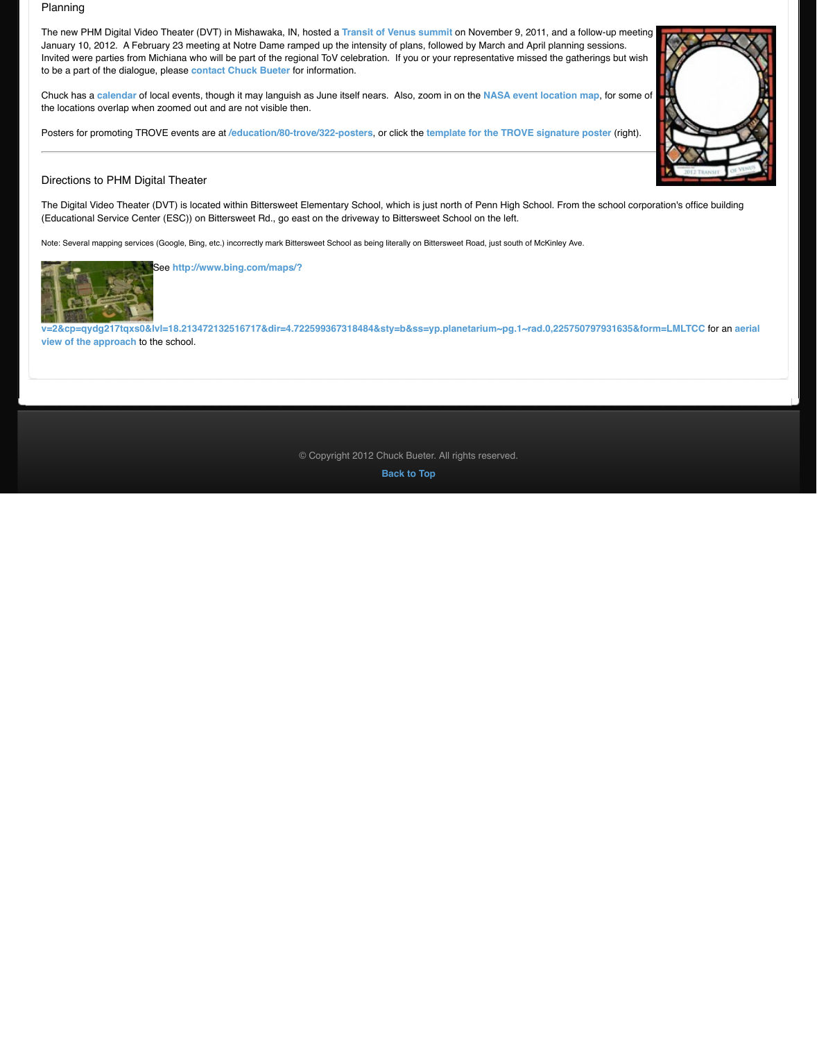## Planning

The new PHM Digital Video Theater (DVT) in Mishawaka, IN, hosted a Transit of Venus summit on November 9, 2011, and a follow-up meeting January 10, 2012.  A February 23 meeting at Notre Dame ramped up the intensity of plans, followed by March and April planning sessions.  Invited were parties from Michiana who will be part of the regional ToV celebration.  If you or your representative missed the gatherings but wish to be a part of the dialogue, please contact Chuck Bueter for information.

Chuck has a calendar of local events, though it may languish as June itself nears.  Also, zoom in on the NASA event location map, for some of the locations overlap when zoomed out and are not visible then.

Posters for promoting TROVE events are at /education/80-trove/322-posters, or click the template for the TROVE signature poster (right).

---

## Directions to PHM Digital Theater

The Digital Video Theater (DVT) is located within Bittersweet Elementary School, which is just north of Penn High School. From the school corporation's office building (Educational Service Center (ESC)) on Bittersweet Rd., go east on the driveway to Bittersweet School on the left.

Note: Several mapping services (Google, Bing, etc.) incorrectly mark Bittersweet School as being literally on Bittersweet Road, just south of McKinley Ave.

See http://www.bing.com/maps/?v=2&cp=qydg217tqxs0&lvl=18.213472132516717&dir=4.722599367318484&sty=b&ss=yp.planetarium~pg.1~rad.0,225750797931635&form=LMLTCC for an aerial view of the approach to the school.

© Copyright 2012 Chuck Bueter. All rights reserved.

Back to Top